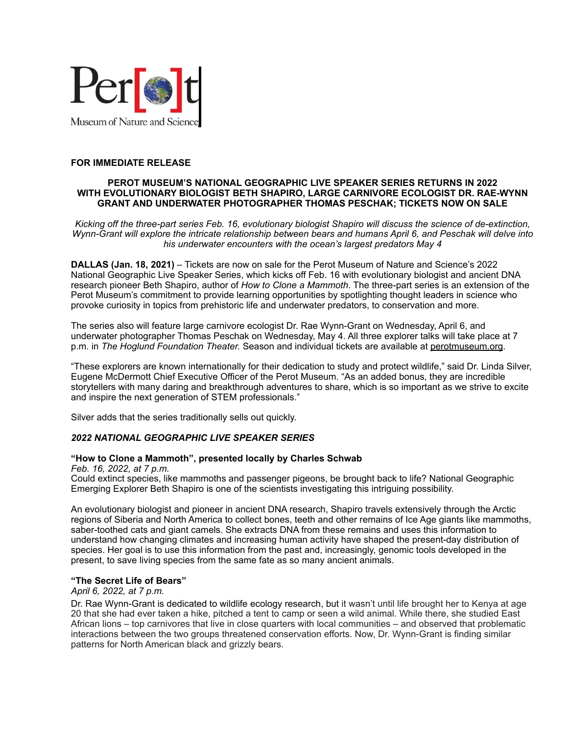Perot Museum of Nature and Science

**FOR IMMEDIATE RELEASE**

**PEROT MUSEUM'S NATIONAL GEOGRAPHIC LIVE SPEAKER SERIES RETURNS IN 2022 WITH EVOLUTIONARY BIOLOGIST BETH SHAPIRO, LARGE CARNIVORE ECOLOGIST DR. RAE-WYNN GRANT AND UNDERWATER PHOTOGRAPHER THOMAS PESCHAK; TICKETS NOW ON SALE**

*Kicking off the three-part series Feb. 16, evolutionary biologist Shapiro will discuss the science of de-extinction, Wynn-Grant will explore the intricate relationship between bears and humans April 6, and Peschak will delve into his underwater encounters with the ocean's largest predators May 4*

**DALLAS (Jan. 18, 2021)** – Tickets are now on sale for the Perot Museum of Nature and Science's 2022 National Geographic Live Speaker Series, which kicks off Feb. 16 with evolutionary biologist and ancient DNA research pioneer Beth Shapiro, author of *How to Clone a Mammoth*. The three-part series is an extension of the Perot Museum's commitment to provide learning opportunities by spotlighting thought leaders in science who provoke curiosity in topics from prehistoric life and underwater predators, to conservation and more.

The series also will feature large carnivore ecologist Dr. Rae Wynn-Grant on Wednesday, April 6, and underwater photographer Thomas Peschak on Wednesday, May 4. All three explorer talks will take place at 7 p.m. in *The Hoglund Foundation Theater.* Season and individual tickets are available at perotmuseum.org.

"These explorers are known internationally for their dedication to study and protect wildlife," said Dr. Linda Silver, Eugene McDermott Chief Executive Officer of the Perot Museum. "As an added bonus, they are incredible storytellers with many daring and breakthrough adventures to share, which is so important as we strive to excite and inspire the next generation of STEM professionals."

Silver adds that the series traditionally sells out quickly.

***2022 NATIONAL GEOGRAPHIC LIVE SPEAKER SERIES***

**"How to Clone a Mammoth", presented locally by Charles Schwab**

*Feb. 16, 2022, at 7 p.m.*

Could extinct species, like mammoths and passenger pigeons, be brought back to life? National Geographic Emerging Explorer Beth Shapiro is one of the scientists investigating this intriguing possibility.

An evolutionary biologist and pioneer in ancient DNA research, Shapiro travels extensively through the Arctic regions of Siberia and North America to collect bones, teeth and other remains of Ice Age giants like mammoths, saber-toothed cats and giant camels. She extracts DNA from these remains and uses this information to understand how changing climates and increasing human activity have shaped the present-day distribution of species. Her goal is to use this information from the past and, increasingly, genomic tools developed in the present, to save living species from the same fate as so many ancient animals.

**"The Secret Life of Bears"**

*April 6, 2022, at 7 p.m.*

Dr. Rae Wynn-Grant is dedicated to wildlife ecology research, but it wasn't until life brought her to Kenya at age 20 that she had ever taken a hike, pitched a tent to camp or seen a wild animal. While there, she studied East African lions – top carnivores that live in close quarters with local communities – and observed that problematic interactions between the two groups threatened conservation efforts. Now, Dr. Wynn-Grant is finding similar patterns for North American black and grizzly bears.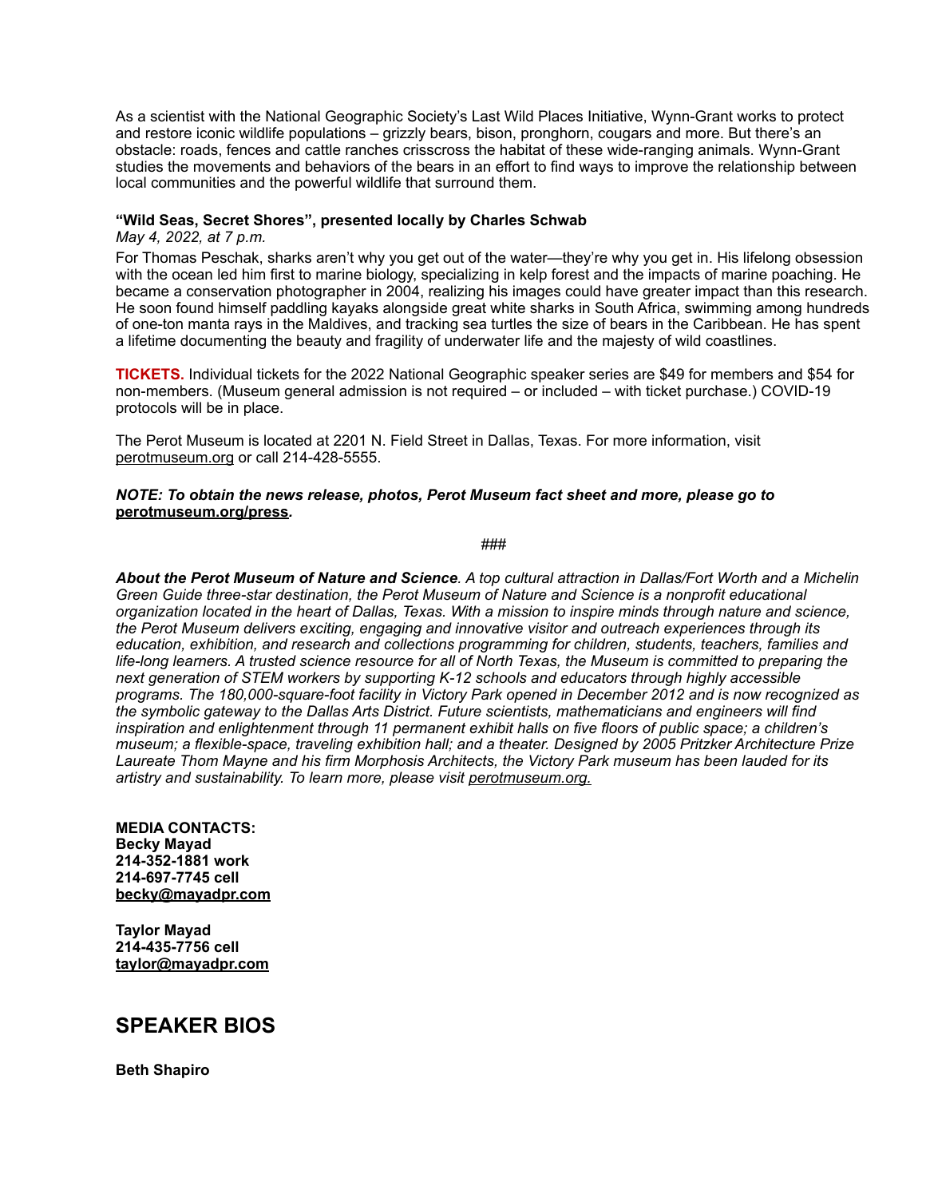As a scientist with the National Geographic Society's Last Wild Places Initiative, Wynn-Grant works to protect and restore iconic wildlife populations – grizzly bears, bison, pronghorn, cougars and more. But there's an obstacle: roads, fences and cattle ranches crisscross the habitat of these wide-ranging animals. Wynn-Grant studies the movements and behaviors of the bears in an effort to find ways to improve the relationship between local communities and the powerful wildlife that surround them.

**"Wild Seas, Secret Shores", presented locally by Charles Schwab**
*May 4, 2022, at 7 p.m.*
For Thomas Peschak, sharks aren't why you get out of the water—they're why you get in. His lifelong obsession with the ocean led him first to marine biology, specializing in kelp forest and the impacts of marine poaching. He became a conservation photographer in 2004, realizing his images could have greater impact than this research. He soon found himself paddling kayaks alongside great white sharks in South Africa, swimming among hundreds of one-ton manta rays in the Maldives, and tracking sea turtles the size of bears in the Caribbean. He has spent a lifetime documenting the beauty and fragility of underwater life and the majesty of wild coastlines.

**TICKETS.** Individual tickets for the 2022 National Geographic speaker series are $49 for members and $54 for non-members. (Museum general admission is not required – or included – with ticket purchase.) COVID-19 protocols will be in place.

The Perot Museum is located at 2201 N. Field Street in Dallas, Texas. For more information, visit perotmuseum.org or call 214-428-5555.

***NOTE: To obtain the news release, photos, Perot Museum fact sheet and more, please go to*** **perotmuseum.org/press*.***

###

***About the Perot Museum of Nature and Science****. A top cultural attraction in Dallas/Fort Worth and a Michelin Green Guide three-star destination, the Perot Museum of Nature and Science is a nonprofit educational organization located in the heart of Dallas, Texas. With a mission to inspire minds through nature and science, the Perot Museum delivers exciting, engaging and innovative visitor and outreach experiences through its education, exhibition, and research and collections programming for children, students, teachers, families and life-long learners. A trusted science resource for all of North Texas, the Museum is committed to preparing the next generation of STEM workers by supporting K-12 schools and educators through highly accessible programs. The 180,000-square-foot facility in Victory Park opened in December 2012 and is now recognized as the symbolic gateway to the Dallas Arts District. Future scientists, mathematicians and engineers will find inspiration and enlightenment through 11 permanent exhibit halls on five floors of public space; a children's museum; a flexible-space, traveling exhibition hall; and a theater. Designed by 2005 Pritzker Architecture Prize Laureate Thom Mayne and his firm Morphosis Architects, the Victory Park museum has been lauded for its artistry and sustainability. To learn more, please visit perotmuseum.org.*

**MEDIA CONTACTS:**
**Becky Mayad**
**214-352-1881 work**
**214-697-7745 cell**
**becky@mayadpr.com**

**Taylor Mayad**
**214-435-7756 cell**
**taylor@mayadpr.com**

## SPEAKER BIOS

**Beth Shapiro**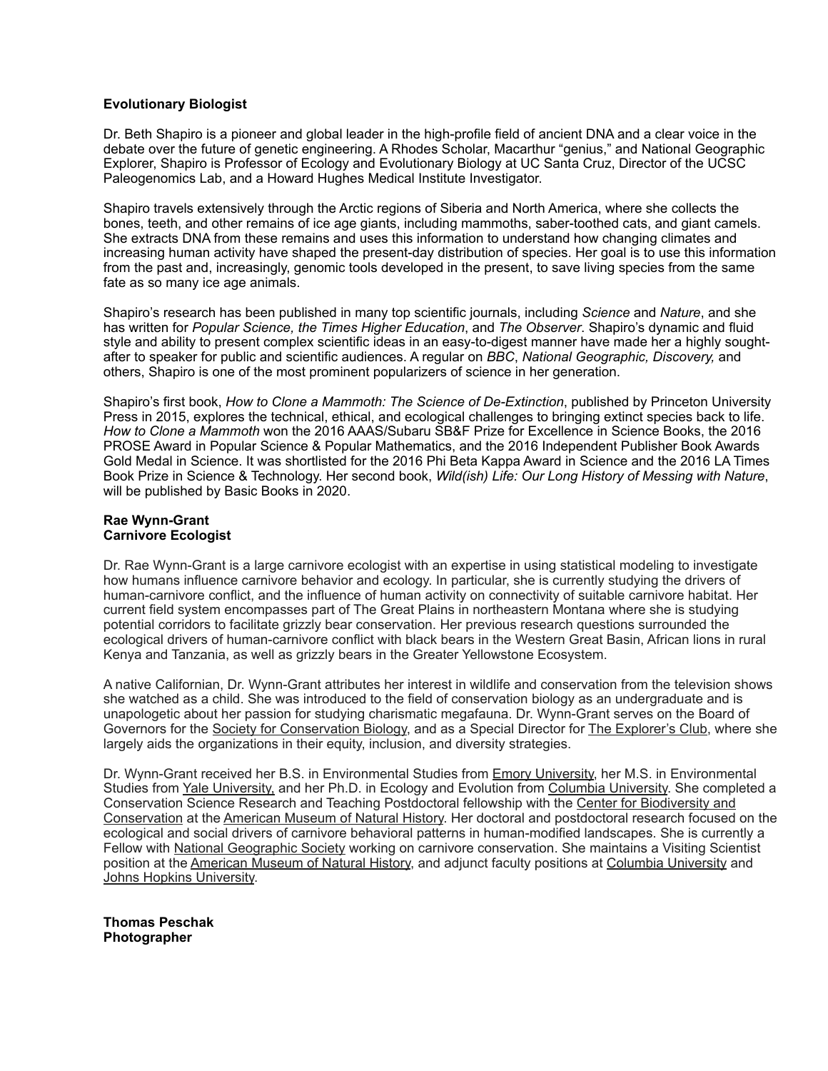**Evolutionary Biologist**

Dr. Beth Shapiro is a pioneer and global leader in the high-profile field of ancient DNA and a clear voice in the debate over the future of genetic engineering. A Rhodes Scholar, Macarthur "genius," and National Geographic Explorer, Shapiro is Professor of Ecology and Evolutionary Biology at UC Santa Cruz, Director of the UCSC Paleogenomics Lab, and a Howard Hughes Medical Institute Investigator.

Shapiro travels extensively through the Arctic regions of Siberia and North America, where she collects the bones, teeth, and other remains of ice age giants, including mammoths, saber-toothed cats, and giant camels. She extracts DNA from these remains and uses this information to understand how changing climates and increasing human activity have shaped the present-day distribution of species. Her goal is to use this information from the past and, increasingly, genomic tools developed in the present, to save living species from the same fate as so many ice age animals.

Shapiro's research has been published in many top scientific journals, including *Science* and *Nature*, and she has written for *Popular Science, the Times Higher Education*, and *The Observer*. Shapiro's dynamic and fluid style and ability to present complex scientific ideas in an easy-to-digest manner have made her a highly sought-after to speaker for public and scientific audiences. A regular on *BBC*, *National Geographic, Discovery,* and others, Shapiro is one of the most prominent popularizers of science in her generation.

Shapiro's first book, *How to Clone a Mammoth: The Science of De-Extinction*, published by Princeton University Press in 2015, explores the technical, ethical, and ecological challenges to bringing extinct species back to life. *How to Clone a Mammoth* won the 2016 AAAS/Subaru SB&F Prize for Excellence in Science Books, the 2016 PROSE Award in Popular Science & Popular Mathematics, and the 2016 Independent Publisher Book Awards Gold Medal in Science. It was shortlisted for the 2016 Phi Beta Kappa Award in Science and the 2016 LA Times Book Prize in Science & Technology. Her second book, *Wild(ish) Life: Our Long History of Messing with Nature*, will be published by Basic Books in 2020.

**Rae Wynn-Grant**
**Carnivore Ecologist**

Dr. Rae Wynn-Grant is a large carnivore ecologist with an expertise in using statistical modeling to investigate how humans influence carnivore behavior and ecology. In particular, she is currently studying the drivers of human-carnivore conflict, and the influence of human activity on connectivity of suitable carnivore habitat. Her current field system encompasses part of The Great Plains in northeastern Montana where she is studying potential corridors to facilitate grizzly bear conservation. Her previous research questions surrounded the ecological drivers of human-carnivore conflict with black bears in the Western Great Basin, African lions in rural Kenya and Tanzania, as well as grizzly bears in the Greater Yellowstone Ecosystem.

A native Californian, Dr. Wynn-Grant attributes her interest in wildlife and conservation from the television shows she watched as a child. She was introduced to the field of conservation biology as an undergraduate and is unapologetic about her passion for studying charismatic megafauna. Dr. Wynn-Grant serves on the Board of Governors for the Society for Conservation Biology, and as a Special Director for The Explorer's Club, where she largely aids the organizations in their equity, inclusion, and diversity strategies.

Dr. Wynn-Grant received her B.S. in Environmental Studies from Emory University, her M.S. in Environmental Studies from Yale University, and her Ph.D. in Ecology and Evolution from Columbia University. She completed a Conservation Science Research and Teaching Postdoctoral fellowship with the Center for Biodiversity and Conservation at the American Museum of Natural History. Her doctoral and postdoctoral research focused on the ecological and social drivers of carnivore behavioral patterns in human-modified landscapes. She is currently a Fellow with National Geographic Society working on carnivore conservation. She maintains a Visiting Scientist position at the American Museum of Natural History, and adjunct faculty positions at Columbia University and Johns Hopkins University.

**Thomas Peschak**
**Photographer**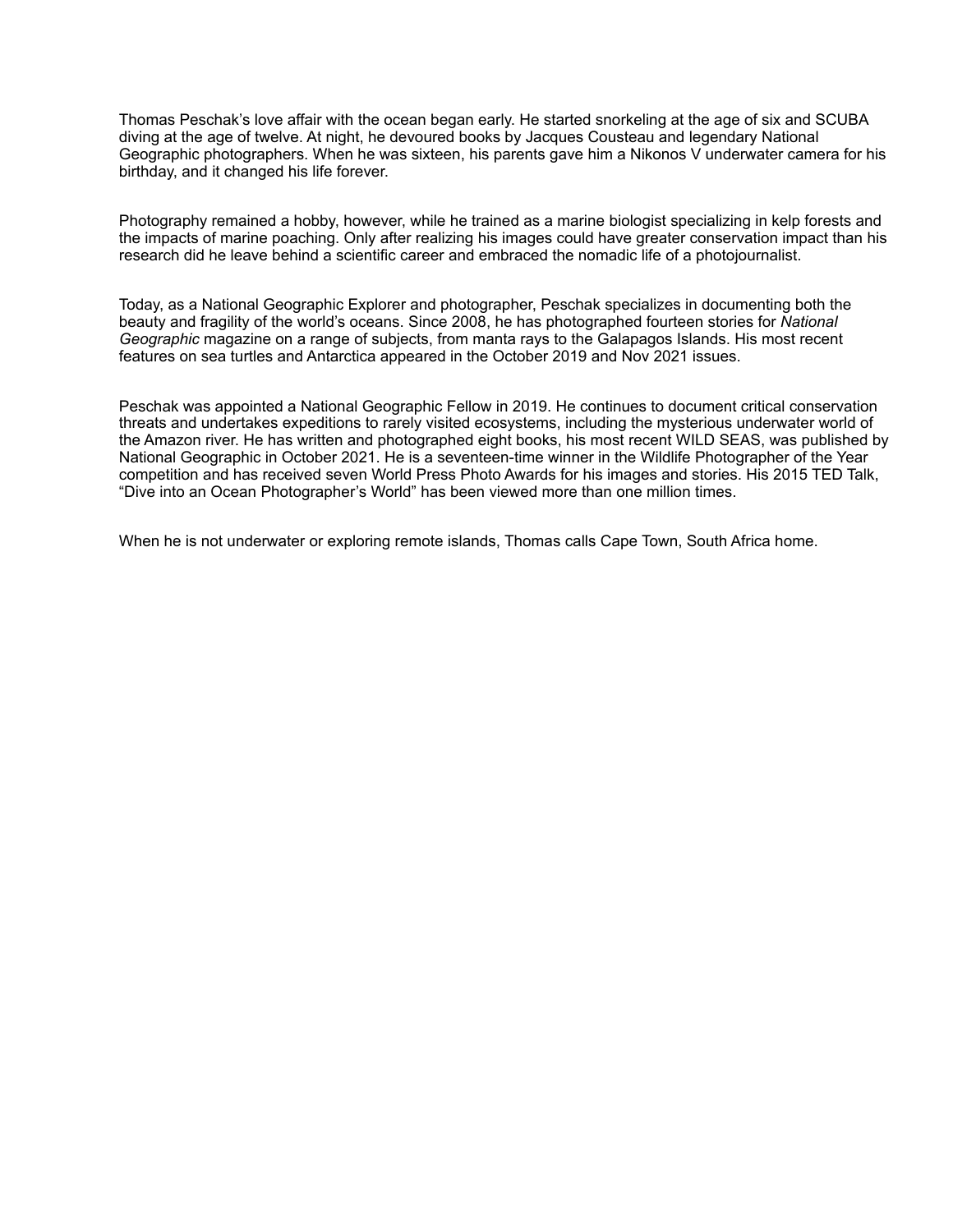Thomas Peschak's love affair with the ocean began early. He started snorkeling at the age of six and SCUBA diving at the age of twelve. At night, he devoured books by Jacques Cousteau and legendary National Geographic photographers. When he was sixteen, his parents gave him a Nikonos V underwater camera for his birthday, and it changed his life forever.

Photography remained a hobby, however, while he trained as a marine biologist specializing in kelp forests and the impacts of marine poaching. Only after realizing his images could have greater conservation impact than his research did he leave behind a scientific career and embraced the nomadic life of a photojournalist.

Today, as a National Geographic Explorer and photographer, Peschak specializes in documenting both the beauty and fragility of the world's oceans. Since 2008, he has photographed fourteen stories for *National Geographic* magazine on a range of subjects, from manta rays to the Galapagos Islands. His most recent features on sea turtles and Antarctica appeared in the October 2019 and Nov 2021 issues.

Peschak was appointed a National Geographic Fellow in 2019. He continues to document critical conservation threats and undertakes expeditions to rarely visited ecosystems, including the mysterious underwater world of the Amazon river. He has written and photographed eight books, his most recent WILD SEAS, was published by National Geographic in October 2021. He is a seventeen-time winner in the Wildlife Photographer of the Year competition and has received seven World Press Photo Awards for his images and stories. His 2015 TED Talk, "Dive into an Ocean Photographer's World" has been viewed more than one million times.

When he is not underwater or exploring remote islands, Thomas calls Cape Town, South Africa home.